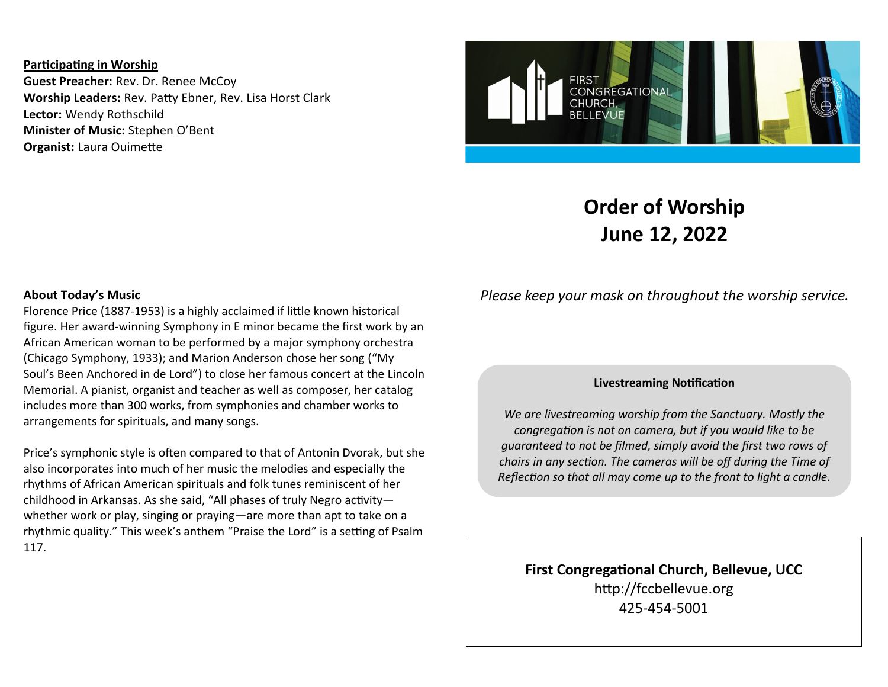**Participating in Worship**

**Guest Preacher:** Rev. Dr. Renee McCoy
**Worship Leaders:** Rev. Patty Ebner, Rev. Lisa Horst Clark
**Lector:** Wendy Rothschild
**Minister of Music:** Stephen O'Bent
**Organist:** Laura Ouimette

**About Today's Music**

Florence Price (1887-1953) is a highly acclaimed if little known historical figure. Her award-winning Symphony in E minor became the first work by an African American woman to be performed by a major symphony orchestra (Chicago Symphony, 1933); and Marion Anderson chose her song ("My Soul's Been Anchored in de Lord") to close her famous concert at the Lincoln Memorial. A pianist, organist and teacher as well as composer, her catalog includes more than 300 works, from symphonies and chamber works to arrangements for spirituals, and many songs.

Price's symphonic style is often compared to that of Antonin Dvorak, but she also incorporates into much of her music the melodies and especially the rhythms of African American spirituals and folk tunes reminiscent of her childhood in Arkansas. As she said, "All phases of truly Negro activity—whether work or play, singing or praying—are more than apt to take on a rhythmic quality." This week's anthem "Praise the Lord" is a setting of Psalm 117.

FIRST CONGREGATIONAL CHURCH, BELLEVUE

# Order of Worship
# June 12, 2022

*Please keep your mask on throughout the worship service.*

**Livestreaming Notification**

*We are livestreaming worship from the Sanctuary. Mostly the congregation is not on camera, but if you would like to be guaranteed to not be filmed, simply avoid the first two rows of chairs in any section. The cameras will be off during the Time of Reflection so that all may come up to the front to light a candle.*

**First Congregational Church, Bellevue, UCC**
http://fccbellevue.org
425-454-5001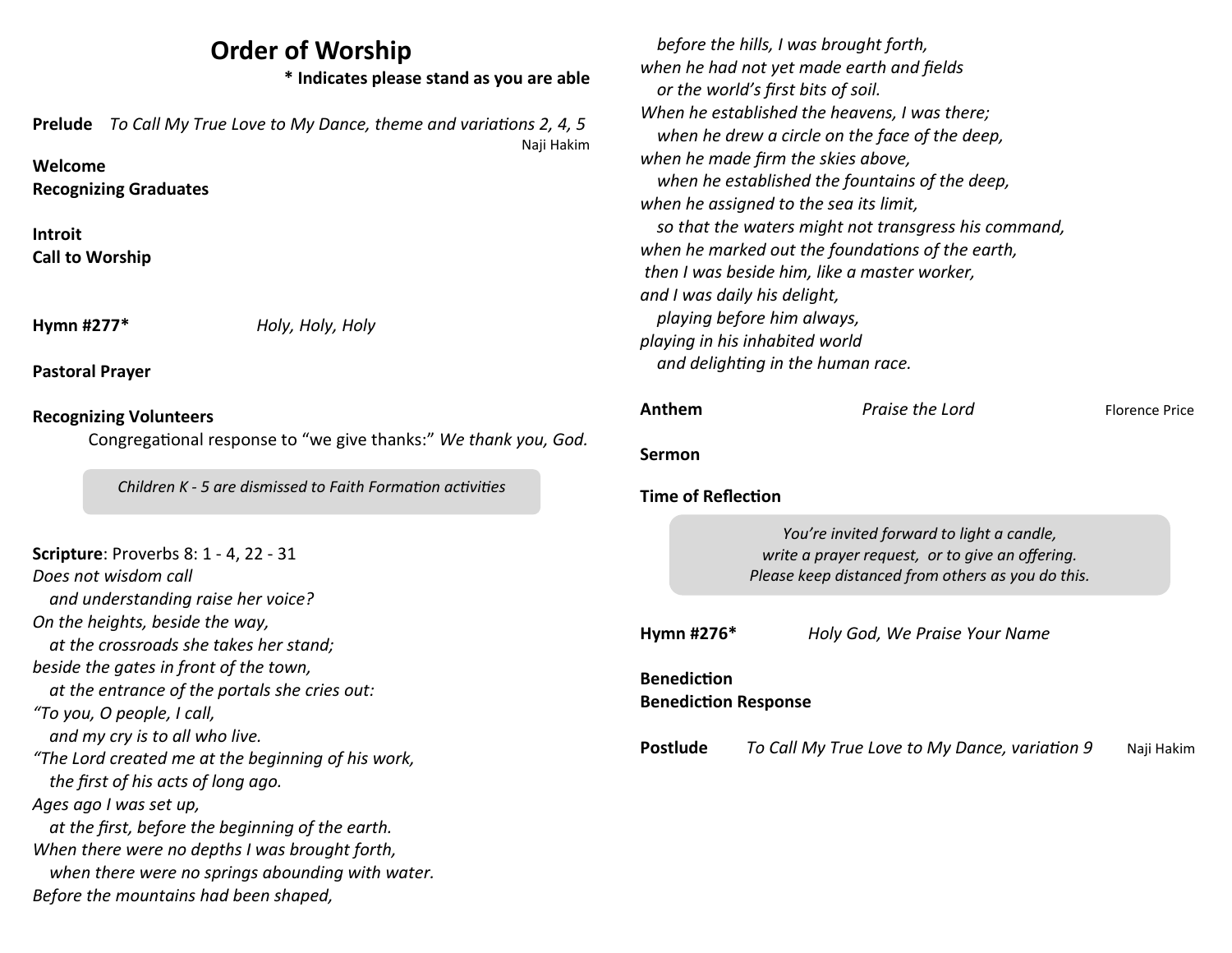# Order of Worship

**\* Indicates please stand as you are able**

**Prelude** *To Call My True Love to My Dance, theme and variations 2, 4, 5* Naji Hakim

**Welcome**
**Recognizing Graduates**

**Introit**
**Call to Worship**

**Hymn #277\*** *Holy, Holy, Holy*

**Pastoral Prayer**

**Recognizing Volunteers**
Congregational response to "we give thanks:" *We thank you, God.*

*Children K - 5 are dismissed to Faith Formation activities*

**Scripture**: Proverbs 8: 1 - 4, 22 - 31

*Does not wisdom call*
*and understanding raise her voice?*
*On the heights, beside the way,*
*at the crossroads she takes her stand;*
*beside the gates in front of the town,*
*at the entrance of the portals she cries out:*
*"To you, O people, I call,*
*and my cry is to all who live.*
*"The Lord created me at the beginning of his work,*
*the first of his acts of long ago.*
*Ages ago I was set up,*
*at the first, before the beginning of the earth.*
*When there were no depths I was brought forth,*
*when there were no springs abounding with water.*
*Before the mountains had been shaped,*
*before the hills, I was brought forth,*
*when he had not yet made earth and fields*
*or the world's first bits of soil.*
*When he established the heavens, I was there;*
*when he drew a circle on the face of the deep,*
*when he made firm the skies above,*
*when he established the fountains of the deep,*
*when he assigned to the sea its limit,*
*so that the waters might not transgress his command,*
*when he marked out the foundations of the earth,*
*then I was beside him, like a master worker,*
*and I was daily his delight,*
*playing before him always,*
*playing in his inhabited world*
*and delighting in the human race.*

**Anthem** *Praise the Lord* Florence Price

**Sermon**

**Time of Reflection**

*You're invited forward to light a candle,*
*write a prayer request, or to give an offering.*
*Please keep distanced from others as you do this.*

**Hymn #276\*** *Holy God, We Praise Your Name*

**Benediction**
**Benediction Response**

**Postlude** *To Call My True Love to My Dance, variation 9* Naji Hakim